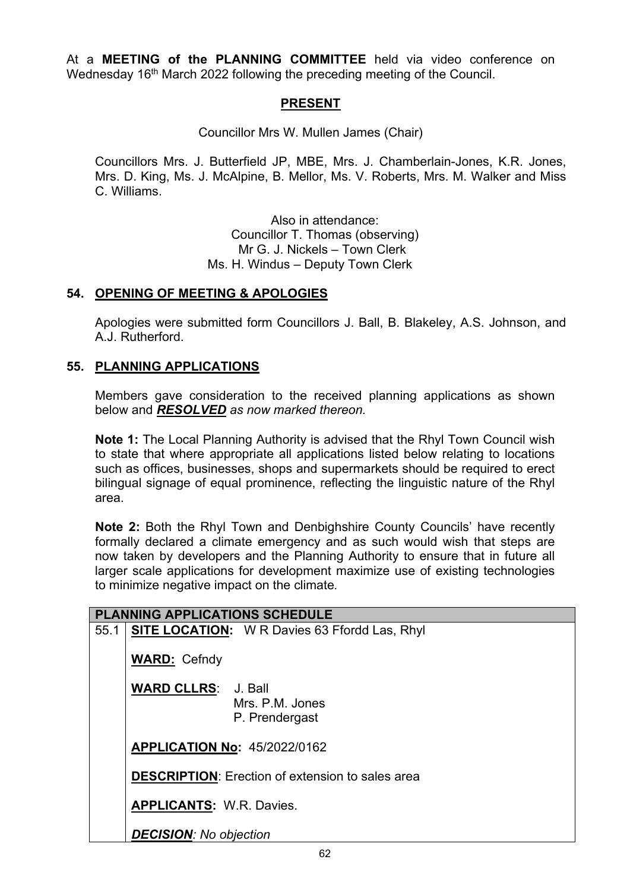At a **MEETING of the PLANNING COMMITTEE** held via video conference on Wednesday 16th March 2022 following the preceding meeting of the Council.

## PRESENT

Councillor Mrs W. Mullen James (Chair)

Councillors Mrs. J. Butterfield JP, MBE, Mrs. J. Chamberlain-Jones, K.R. Jones, Mrs. D. King, Ms. J. McAlpine, B. Mellor, Ms. V. Roberts, Mrs. M. Walker and Miss C. Williams.

Also in attendance:
Councillor T. Thomas (observing)
Mr G. J. Nickels – Town Clerk
Ms. H. Windus – Deputy Town Clerk

## 54. OPENING OF MEETING & APOLOGIES

Apologies were submitted form Councillors J. Ball, B. Blakeley, A.S. Johnson, and A.J. Rutherford.

## 55. PLANNING APPLICATIONS

Members gave consideration to the received planning applications as shown below and ***RESOLVED*** *as now marked thereon.*

**Note 1:** The Local Planning Authority is advised that the Rhyl Town Council wish to state that where appropriate all applications listed below relating to locations such as offices, businesses, shops and supermarkets should be required to erect bilingual signage of equal prominence, reflecting the linguistic nature of the Rhyl area.

**Note 2:** Both the Rhyl Town and Denbighshire County Councils' have recently formally declared a climate emergency and as such would wish that steps are now taken by developers and the Planning Authority to ensure that in future all larger scale applications for development maximize use of existing technologies to minimize negative impact on the climate*.*

| PLANNING APPLICATIONS SCHEDULE | |
|---|---|
| 55.1 | **SITE LOCATION:** W R Davies 63 Ffordd Las, Rhyl<br><br>**WARD:** Cefndy<br><br>**WARD CLLRS**: J. Ball<br>Mrs. P.M. Jones<br>P. Prendergast<br><br>**APPLICATION No:** 45/2022/0162<br><br>**DESCRIPTION**: Erection of extension to sales area<br><br>**APPLICANTS:** W.R. Davies.<br><br>***DECISION****: No objection* |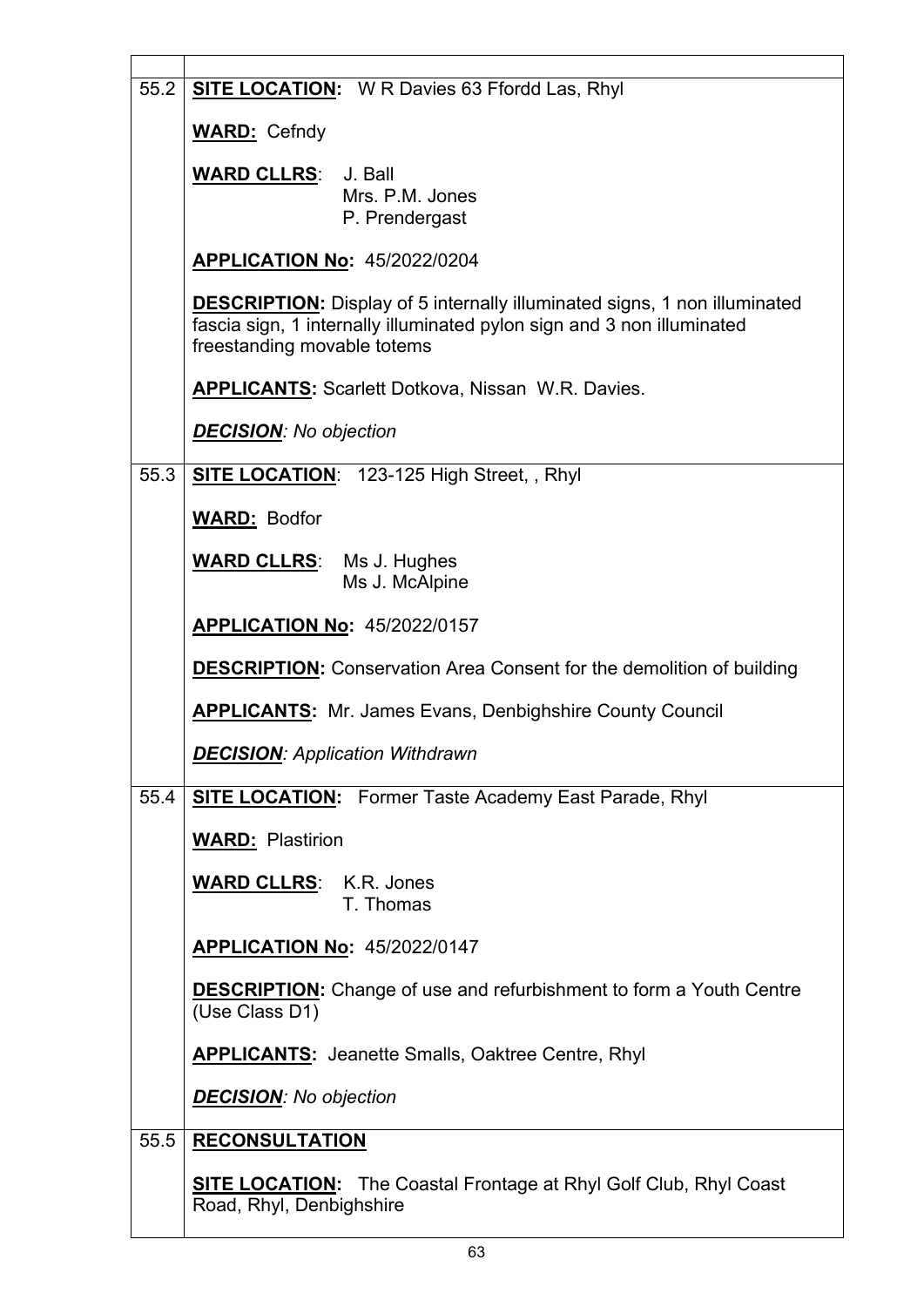| | |
|---|---|
| 55.2 | **SITE LOCATION:** W R Davies 63 Ffordd Las, Rhyl<br><br>**WARD:** Cefndy<br><br>**WARD CLLRS**: J. Ball<br>Mrs. P.M. Jones<br>P. Prendergast<br><br>**APPLICATION No:** 45/2022/0204<br><br>**DESCRIPTION:** Display of 5 internally illuminated signs, 1 non illuminated fascia sign, 1 internally illuminated pylon sign and 3 non illuminated freestanding movable totems<br><br>**APPLICANTS:** Scarlett Dotkova, Nissan W.R. Davies.<br><br>***DECISION**: No objection* |
| 55.3 | **SITE LOCATION**: 123-125 High Street, , Rhyl<br><br>**WARD:** Bodfor<br><br>**WARD CLLRS**: Ms J. Hughes<br>Ms J. McAlpine<br><br>**APPLICATION No:** 45/2022/0157<br><br>**DESCRIPTION:** Conservation Area Consent for the demolition of building<br><br>**APPLICANTS:** Mr. James Evans, Denbighshire County Council<br><br>***DECISION**: Application Withdrawn* |
| 55.4 | **SITE LOCATION:** Former Taste Academy East Parade, Rhyl<br><br>**WARD:** Plastirion<br><br>**WARD CLLRS**: K.R. Jones<br>T. Thomas<br><br>**APPLICATION No:** 45/2022/0147<br><br>**DESCRIPTION:** Change of use and refurbishment to form a Youth Centre (Use Class D1)<br><br>**APPLICANTS:** Jeanette Smalls, Oaktree Centre, Rhyl<br><br>***DECISION**: No objection* |
| 55.5 | **RECONSULTATION**<br><br>**SITE LOCATION:** The Coastal Frontage at Rhyl Golf Club, Rhyl Coast Road, Rhyl, Denbighshire |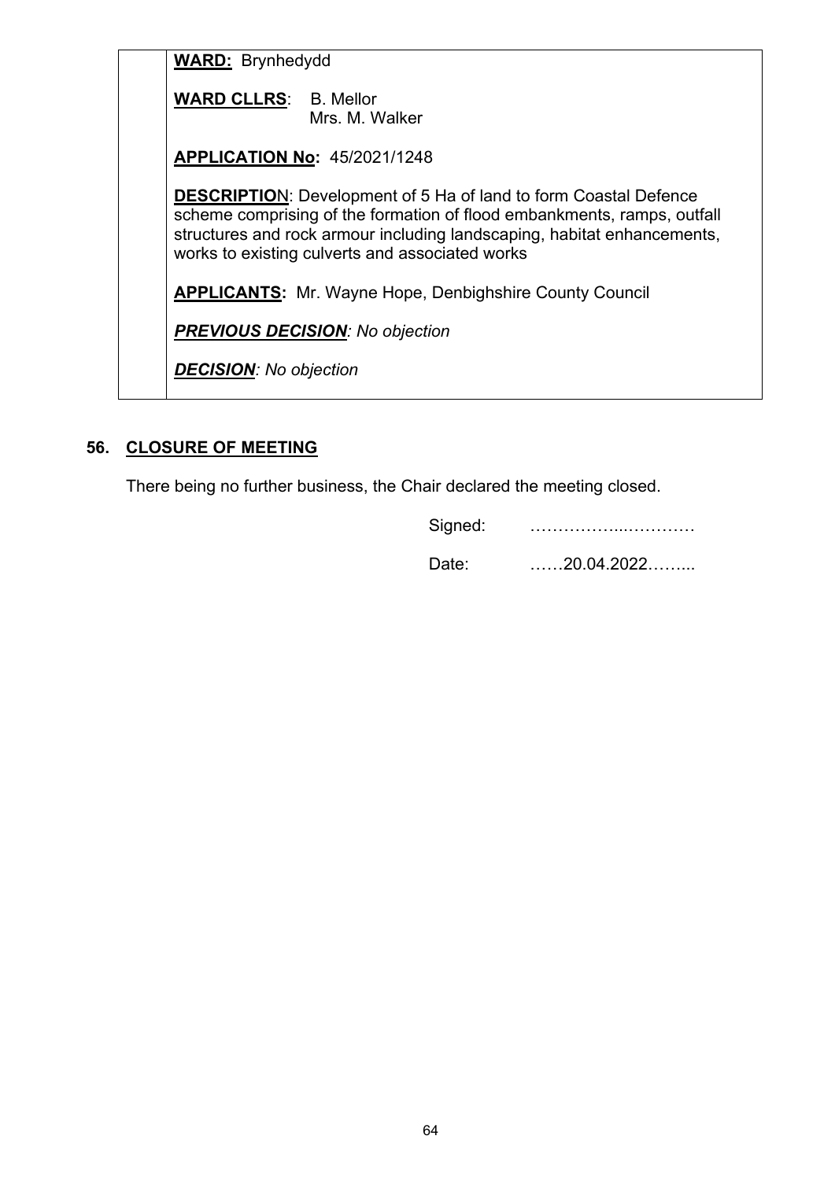**WARD:** Brynhedydd

**WARD CLLRS**: B. Mellor
Mrs. M. Walker

**APPLICATION No:** 45/2021/1248

**DESCRIPTION**: Development of 5 Ha of land to form Coastal Defence scheme comprising of the formation of flood embankments, ramps, outfall structures and rock armour including landscaping, habitat enhancements, works to existing culverts and associated works

**APPLICANTS:** Mr. Wayne Hope, Denbighshire County Council

***PREVIOUS DECISION**: No objection*

***DECISION**: No objection*

## 56. CLOSURE OF MEETING

There being no further business, the Chair declared the meeting closed.

Signed: ……………..…………

Date: ……20.04.2022……...